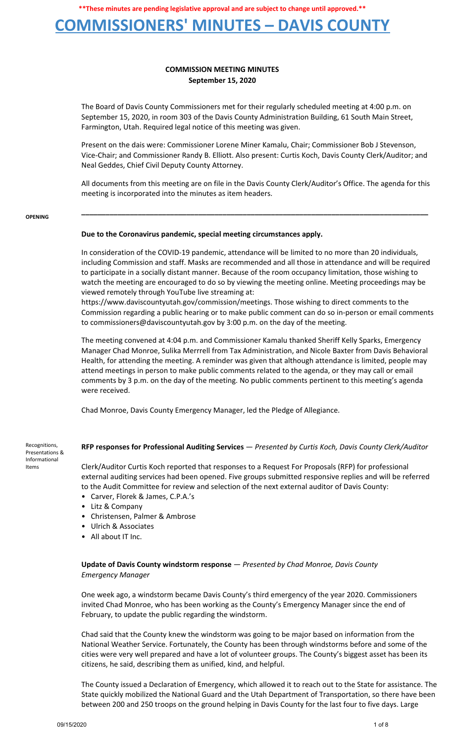**\*\*These minutes are pending legislative approval and are subject to change until approved.\*\***

# COMMISSIONERS' MINUTES – DAVIS COUNTY

## COMMISSION MEETING MINUTES
**September 15, 2020**

The Board of Davis County Commissioners met for their regularly scheduled meeting at 4:00 p.m. on September 15, 2020, in room 303 of the Davis County Administration Building, 61 South Main Street, Farmington, Utah. Required legal notice of this meeting was given.

Present on the dais were: Commissioner Lorene Miner Kamalu, Chair; Commissioner Bob J Stevenson, Vice-Chair; and Commissioner Randy B. Elliott. Also present: Curtis Koch, Davis County Clerk/Auditor; and Neal Geddes, Chief Civil Deputy County Attorney.

All documents from this meeting are on file in the Davis County Clerk/Auditor's Office. The agenda for this meeting is incorporated into the minutes as item headers.

---

**OPENING**

**Due to the Coronavirus pandemic, special meeting circumstances apply.**

In consideration of the COVID-19 pandemic, attendance will be limited to no more than 20 individuals, including Commission and staff. Masks are recommended and all those in attendance and will be required to participate in a socially distant manner. Because of the room occupancy limitation, those wishing to watch the meeting are encouraged to do so by viewing the meeting online. Meeting proceedings may be viewed remotely through YouTube live streaming at: https://www.daviscountyutah.gov/commission/meetings. Those wishing to direct comments to the Commission regarding a public hearing or to make public comment can do so in-person or email comments to commissioners@daviscountyutah.gov by 3:00 p.m. on the day of the meeting.

The meeting convened at 4:04 p.m. and Commissioner Kamalu thanked Sheriff Kelly Sparks, Emergency Manager Chad Monroe, Sulika Merrrell from Tax Administration, and Nicole Baxter from Davis Behavioral Health, for attending the meeting. A reminder was given that although attendance is limited, people may attend meetings in person to make public comments related to the agenda, or they may call or email comments by 3 p.m. on the day of the meeting. No public comments pertinent to this meeting's agenda were received.

Chad Monroe, Davis County Emergency Manager, led the Pledge of Allegiance.

**Recognitions, Presentations & Informational Items**

**RFP responses for Professional Auditing Services** — *Presented by Curtis Koch, Davis County Clerk/Auditor*

Clerk/Auditor Curtis Koch reported that responses to a Request For Proposals (RFP) for professional external auditing services had been opened. Five groups submitted responsive replies and will be referred to the Audit Committee for review and selection of the next external auditor of Davis County:

- Carver, Florek & James, C.P.A.'s
- Litz & Company
- Christensen, Palmer & Ambrose
- Ulrich & Associates
- All about IT Inc.

**Update of Davis County windstorm response** — *Presented by Chad Monroe, Davis County Emergency Manager*

One week ago, a windstorm became Davis County's third emergency of the year 2020. Commissioners invited Chad Monroe, who has been working as the County's Emergency Manager since the end of February, to update the public regarding the windstorm.

Chad said that the County knew the windstorm was going to be major based on information from the National Weather Service. Fortunately, the County has been through windstorms before and some of the cities were very well prepared and have a lot of volunteer groups. The County's biggest asset has been its citizens, he said, describing them as unified, kind, and helpful.

The County issued a Declaration of Emergency, which allowed it to reach out to the State for assistance. The State quickly mobilized the National Guard and the Utah Department of Transportation, so there have been between 200 and 250 troops on the ground helping in Davis County for the last four to five days. Large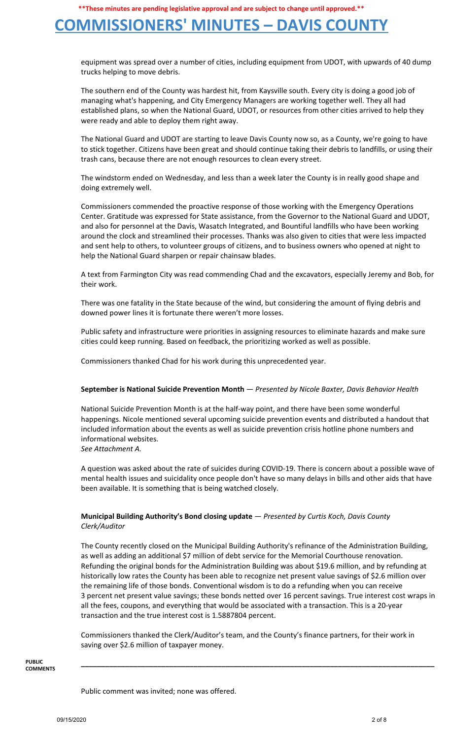equipment was spread over a number of cities, including equipment from UDOT, with upwards of 40 dump trucks helping to move debris.

The southern end of the County was hardest hit, from Kaysville south. Every city is doing a good job of managing what's happening, and City Emergency Managers are working together well. They all had established plans, so when the National Guard, UDOT, or resources from other cities arrived to help they were ready and able to deploy them right away.

The National Guard and UDOT are starting to leave Davis County now so, as a County, we're going to have to stick together. Citizens have been great and should continue taking their debris to landfills, or using their trash cans, because there are not enough resources to clean every street.

The windstorm ended on Wednesday, and less than a week later the County is in really good shape and doing extremely well.

Commissioners commended the proactive response of those working with the Emergency Operations Center. Gratitude was expressed for State assistance, from the Governor to the National Guard and UDOT, and also for personnel at the Davis, Wasatch Integrated, and Bountiful landfills who have been working around the clock and streamlined their processes. Thanks was also given to cities that were less impacted and sent help to others, to volunteer groups of citizens, and to business owners who opened at night to help the National Guard sharpen or repair chainsaw blades.

A text from Farmington City was read commending Chad and the excavators, especially Jeremy and Bob, for their work.

There was one fatality in the State because of the wind, but considering the amount of flying debris and downed power lines it is fortunate there weren't more losses.

Public safety and infrastructure were priorities in assigning resources to eliminate hazards and make sure cities could keep running. Based on feedback, the prioritizing worked as well as possible.

Commissioners thanked Chad for his work during this unprecedented year.

**September is National Suicide Prevention Month** — *Presented by Nicole Baxter, Davis Behavior Health*

National Suicide Prevention Month is at the half-way point, and there have been some wonderful happenings. Nicole mentioned several upcoming suicide prevention events and distributed a handout that included information about the events as well as suicide prevention crisis hotline phone numbers and informational websites.
*See Attachment A.*

A question was asked about the rate of suicides during COVID-19. There is concern about a possible wave of mental health issues and suicidality once people don't have so many delays in bills and other aids that have been available. It is something that is being watched closely.

**Municipal Building Authority's Bond closing update** — *Presented by Curtis Koch, Davis County Clerk/Auditor*

The County recently closed on the Municipal Building Authority's refinance of the Administration Building, as well as adding an additional $7 million of debt service for the Memorial Courthouse renovation. Refunding the original bonds for the Administration Building was about $19.6 million, and by refunding at historically low rates the County has been able to recognize net present value savings of $2.6 million over the remaining life of those bonds. Conventional wisdom is to do a refunding when you can receive 3 percent net present value savings; these bonds netted over 16 percent savings. True interest cost wraps in all the fees, coupons, and everything that would be associated with a transaction. This is a 20-year transaction and the true interest cost is 1.5887804 percent.

Commissioners thanked the Clerk/Auditor's team, and the County's finance partners, for their work in saving over $2.6 million of taxpayer money.

---

**PUBLIC COMMENTS**

Public comment was invited; none was offered.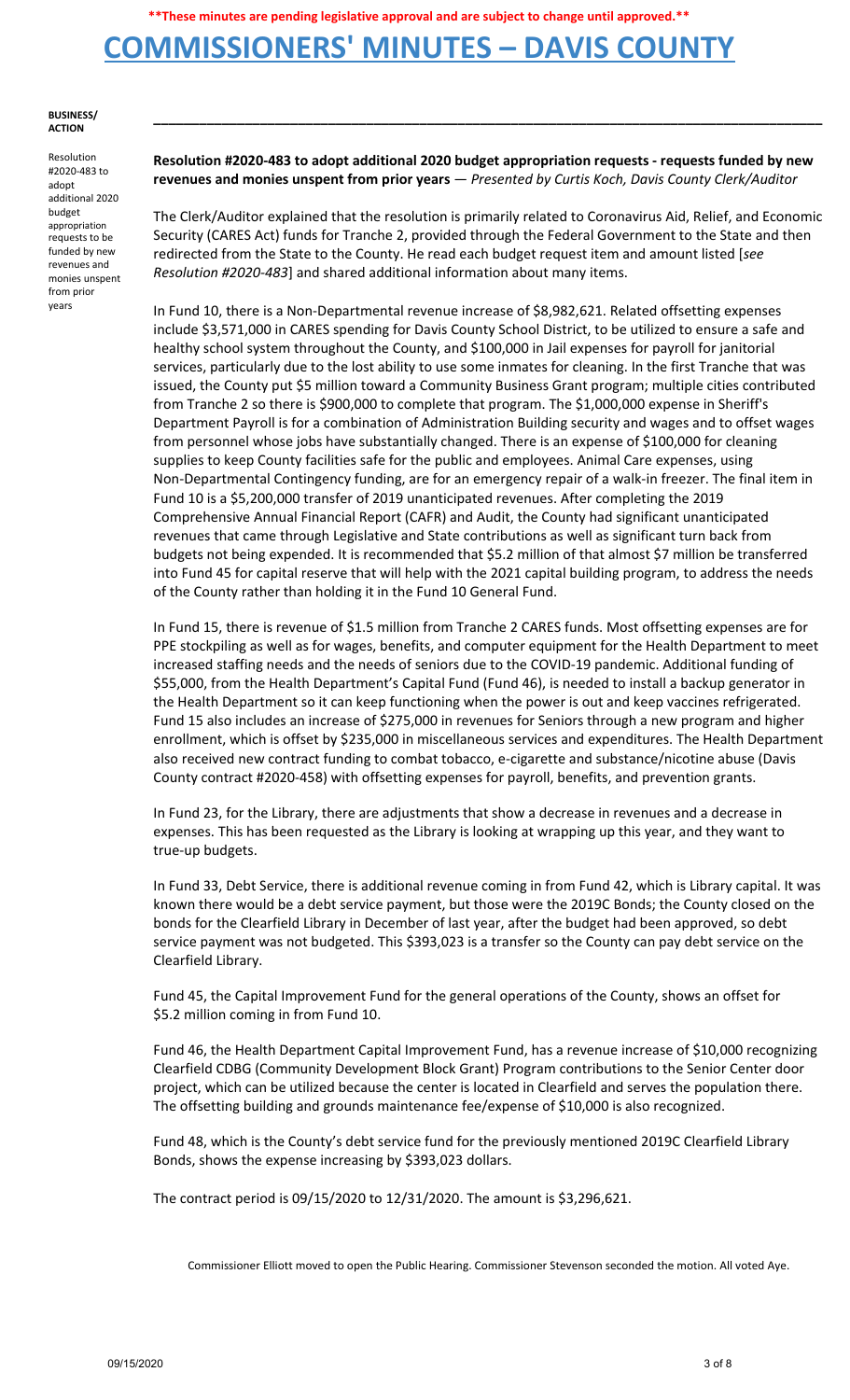**These minutes are pending legislative approval and are subject to change until approved.**

# COMMISSIONERS' MINUTES – DAVIS COUNTY

**BUSINESS/ ACTION**

Resolution #2020-483 to adopt additional 2020 budget appropriation requests to be funded by new revenues and monies unspent from prior years

**Resolution #2020-483 to adopt additional 2020 budget appropriation requests - requests funded by new revenues and monies unspent from prior years** — *Presented by Curtis Koch, Davis County Clerk/Auditor*

The Clerk/Auditor explained that the resolution is primarily related to Coronavirus Aid, Relief, and Economic Security (CARES Act) funds for Tranche 2, provided through the Federal Government to the State and then redirected from the State to the County. He read each budget request item and amount listed [*see Resolution #2020-483*] and shared additional information about many items.

In Fund 10, there is a Non-Departmental revenue increase of $8,982,621. Related offsetting expenses include $3,571,000 in CARES spending for Davis County School District, to be utilized to ensure a safe and healthy school system throughout the County, and $100,000 in Jail expenses for payroll for janitorial services, particularly due to the lost ability to use some inmates for cleaning. In the first Tranche that was issued, the County put $5 million toward a Community Business Grant program; multiple cities contributed from Tranche 2 so there is $900,000 to complete that program. The $1,000,000 expense in Sheriff's Department Payroll is for a combination of Administration Building security and wages and to offset wages from personnel whose jobs have substantially changed. There is an expense of $100,000 for cleaning supplies to keep County facilities safe for the public and employees. Animal Care expenses, using Non-Departmental Contingency funding, are for an emergency repair of a walk-in freezer. The final item in Fund 10 is a $5,200,000 transfer of 2019 unanticipated revenues. After completing the 2019 Comprehensive Annual Financial Report (CAFR) and Audit, the County had significant unanticipated revenues that came through Legislative and State contributions as well as significant turn back from budgets not being expended. It is recommended that $5.2 million of that almost $7 million be transferred into Fund 45 for capital reserve that will help with the 2021 capital building program, to address the needs of the County rather than holding it in the Fund 10 General Fund.

In Fund 15, there is revenue of $1.5 million from Tranche 2 CARES funds. Most offsetting expenses are for PPE stockpiling as well as for wages, benefits, and computer equipment for the Health Department to meet increased staffing needs and the needs of seniors due to the COVID-19 pandemic. Additional funding of $55,000, from the Health Department's Capital Fund (Fund 46), is needed to install a backup generator in the Health Department so it can keep functioning when the power is out and keep vaccines refrigerated. Fund 15 also includes an increase of $275,000 in revenues for Seniors through a new program and higher enrollment, which is offset by $235,000 in miscellaneous services and expenditures. The Health Department also received new contract funding to combat tobacco, e-cigarette and substance/nicotine abuse (Davis County contract #2020-458) with offsetting expenses for payroll, benefits, and prevention grants.

In Fund 23, for the Library, there are adjustments that show a decrease in revenues and a decrease in expenses. This has been requested as the Library is looking at wrapping up this year, and they want to true-up budgets.

In Fund 33, Debt Service, there is additional revenue coming in from Fund 42, which is Library capital. It was known there would be a debt service payment, but those were the 2019C Bonds; the County closed on the bonds for the Clearfield Library in December of last year, after the budget had been approved, so debt service payment was not budgeted. This $393,023 is a transfer so the County can pay debt service on the Clearfield Library.

Fund 45, the Capital Improvement Fund for the general operations of the County, shows an offset for $5.2 million coming in from Fund 10.

Fund 46, the Health Department Capital Improvement Fund, has a revenue increase of $10,000 recognizing Clearfield CDBG (Community Development Block Grant) Program contributions to the Senior Center door project, which can be utilized because the center is located in Clearfield and serves the population there. The offsetting building and grounds maintenance fee/expense of $10,000 is also recognized.

Fund 48, which is the County's debt service fund for the previously mentioned 2019C Clearfield Library Bonds, shows the expense increasing by $393,023 dollars.

The contract period is 09/15/2020 to 12/31/2020. The amount is $3,296,621.

Commissioner Elliott moved to open the Public Hearing. Commissioner Stevenson seconded the motion. All voted Aye.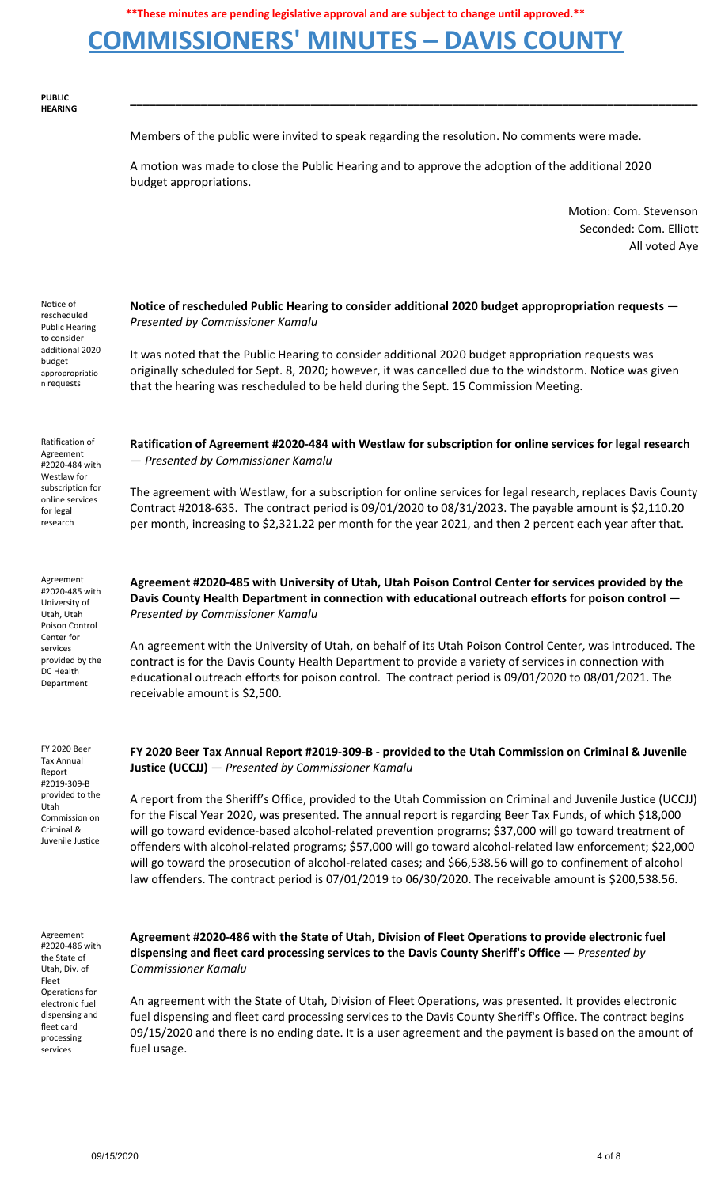**PUBLIC HEARING**

Members of the public were invited to speak regarding the resolution. No comments were made.

A motion was made to close the Public Hearing and to approve the adoption of the additional 2020 budget appropriations.

Motion: Com. Stevenson
Seconded: Com. Elliott
All voted Aye

Notice of rescheduled Public Hearing to consider additional 2020 budget appropriation requests

**Notice of rescheduled Public Hearing to consider additional 2020 budget appropriation requests** — *Presented by Commissioner Kamalu*

It was noted that the Public Hearing to consider additional 2020 budget appropriation requests was originally scheduled for Sept. 8, 2020; however, it was cancelled due to the windstorm. Notice was given that the hearing was rescheduled to be held during the Sept. 15 Commission Meeting.

Ratification of Agreement #2020-484 with Westlaw for subscription for online services for legal research

**Ratification of Agreement #2020-484 with Westlaw for subscription for online services for legal research** — *Presented by Commissioner Kamalu*

The agreement with Westlaw, for a subscription for online services for legal research, replaces Davis County Contract #2018-635. The contract period is 09/01/2020 to 08/31/2023. The payable amount is $2,110.20 per month, increasing to $2,321.22 per month for the year 2021, and then 2 percent each year after that.

Agreement #2020-485 with University of Utah, Utah Poison Control Center for services provided by the DC Health Department

**Agreement #2020-485 with University of Utah, Utah Poison Control Center for services provided by the Davis County Health Department in connection with educational outreach efforts for poison control** — *Presented by Commissioner Kamalu*

An agreement with the University of Utah, on behalf of its Utah Poison Control Center, was introduced. The contract is for the Davis County Health Department to provide a variety of services in connection with educational outreach efforts for poison control. The contract period is 09/01/2020 to 08/01/2021. The receivable amount is $2,500.

FY 2020 Beer Tax Annual Report #2019-309-B provided to the Utah Commission on Criminal & Juvenile Justice

**FY 2020 Beer Tax Annual Report #2019-309-B - provided to the Utah Commission on Criminal & Juvenile Justice (UCCJJ)** — *Presented by Commissioner Kamalu*

A report from the Sheriff's Office, provided to the Utah Commission on Criminal and Juvenile Justice (UCCJJ) for the Fiscal Year 2020, was presented. The annual report is regarding Beer Tax Funds, of which $18,000 will go toward evidence-based alcohol-related prevention programs; $37,000 will go toward treatment of offenders with alcohol-related programs; $57,000 will go toward alcohol-related law enforcement; $22,000 will go toward the prosecution of alcohol-related cases; and $66,538.56 will go to confinement of alcohol law offenders. The contract period is 07/01/2019 to 06/30/2020. The receivable amount is $200,538.56.

Agreement #2020-486 with the State of Utah, Div. of Fleet Operations for electronic fuel dispensing and fleet card processing services

**Agreement #2020-486 with the State of Utah, Division of Fleet Operations to provide electronic fuel dispensing and fleet card processing services to the Davis County Sheriff's Office** — *Presented by Commissioner Kamalu*

An agreement with the State of Utah, Division of Fleet Operations, was presented. It provides electronic fuel dispensing and fleet card processing services to the Davis County Sheriff's Office. The contract begins 09/15/2020 and there is no ending date. It is a user agreement and the payment is based on the amount of fuel usage.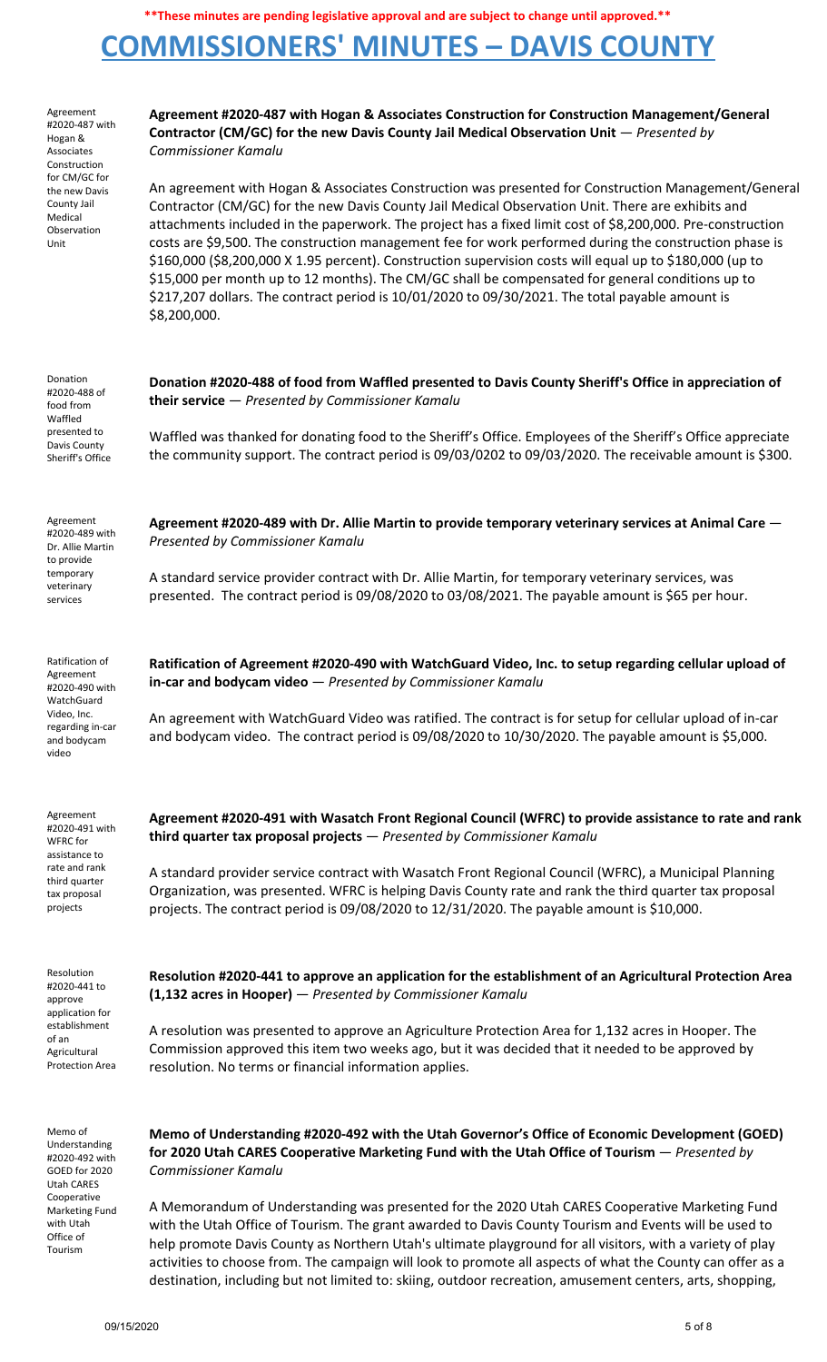**\*\*These minutes are pending legislative approval and are subject to change until approved.\*\***

# COMMISSIONERS' MINUTES – DAVIS COUNTY

Agreement #2020-487 with Hogan & Associates Construction for CM/GC for the new Davis County Jail Medical Observation Unit

**Agreement #2020-487 with Hogan & Associates Construction for Construction Management/General Contractor (CM/GC) for the new Davis County Jail Medical Observation Unit** — *Presented by Commissioner Kamalu*

An agreement with Hogan & Associates Construction was presented for Construction Management/General Contractor (CM/GC) for the new Davis County Jail Medical Observation Unit. There are exhibits and attachments included in the paperwork. The project has a fixed limit cost of $8,200,000. Pre-construction costs are $9,500. The construction management fee for work performed during the construction phase is $160,000 ($8,200,000 X 1.95 percent). Construction supervision costs will equal up to $180,000 (up to $15,000 per month up to 12 months). The CM/GC shall be compensated for general conditions up to $217,207 dollars. The contract period is 10/01/2020 to 09/30/2021. The total payable amount is $8,200,000.

Donation #2020-488 of food from Waffled presented to Davis County Sheriff's Office

**Donation #2020-488 of food from Waffled presented to Davis County Sheriff's Office in appreciation of their service** — *Presented by Commissioner Kamalu*

Waffled was thanked for donating food to the Sheriff's Office. Employees of the Sheriff's Office appreciate the community support. The contract period is 09/03/0202 to 09/03/2020. The receivable amount is $300.

Agreement #2020-489 with Dr. Allie Martin to provide temporary veterinary services

**Agreement #2020-489 with Dr. Allie Martin to provide temporary veterinary services at Animal Care** — *Presented by Commissioner Kamalu*

A standard service provider contract with Dr. Allie Martin, for temporary veterinary services, was presented. The contract period is 09/08/2020 to 03/08/2021. The payable amount is $65 per hour.

Ratification of Agreement #2020-490 with WatchGuard Video, Inc. regarding in-car and bodycam video

**Ratification of Agreement #2020-490 with WatchGuard Video, Inc. to setup regarding cellular upload of in-car and bodycam video** — *Presented by Commissioner Kamalu*

An agreement with WatchGuard Video was ratified. The contract is for setup for cellular upload of in-car and bodycam video. The contract period is 09/08/2020 to 10/30/2020. The payable amount is $5,000.

Agreement #2020-491 with WFRC for assistance to rate and rank third quarter tax proposal projects

**Agreement #2020-491 with Wasatch Front Regional Council (WFRC) to provide assistance to rate and rank third quarter tax proposal projects** — *Presented by Commissioner Kamalu*

A standard provider service contract with Wasatch Front Regional Council (WFRC), a Municipal Planning Organization, was presented. WFRC is helping Davis County rate and rank the third quarter tax proposal projects. The contract period is 09/08/2020 to 12/31/2020. The payable amount is $10,000.

Resolution #2020-441 to approve application for establishment of an Agricultural Protection Area

**Resolution #2020-441 to approve an application for the establishment of an Agricultural Protection Area (1,132 acres in Hooper)** — *Presented by Commissioner Kamalu*

A resolution was presented to approve an Agriculture Protection Area for 1,132 acres in Hooper. The Commission approved this item two weeks ago, but it was decided that it needed to be approved by resolution. No terms or financial information applies.

Memo of Understanding #2020-492 with GOED for 2020 Utah CARES Cooperative Marketing Fund with Utah Office of Tourism

**Memo of Understanding #2020-492 with the Utah Governor's Office of Economic Development (GOED) for 2020 Utah CARES Cooperative Marketing Fund with the Utah Office of Tourism** — *Presented by Commissioner Kamalu*

A Memorandum of Understanding was presented for the 2020 Utah CARES Cooperative Marketing Fund with the Utah Office of Tourism. The grant awarded to Davis County Tourism and Events will be used to help promote Davis County as Northern Utah's ultimate playground for all visitors, with a variety of play activities to choose from. The campaign will look to promote all aspects of what the County can offer as a destination, including but not limited to: skiing, outdoor recreation, amusement centers, arts, shopping,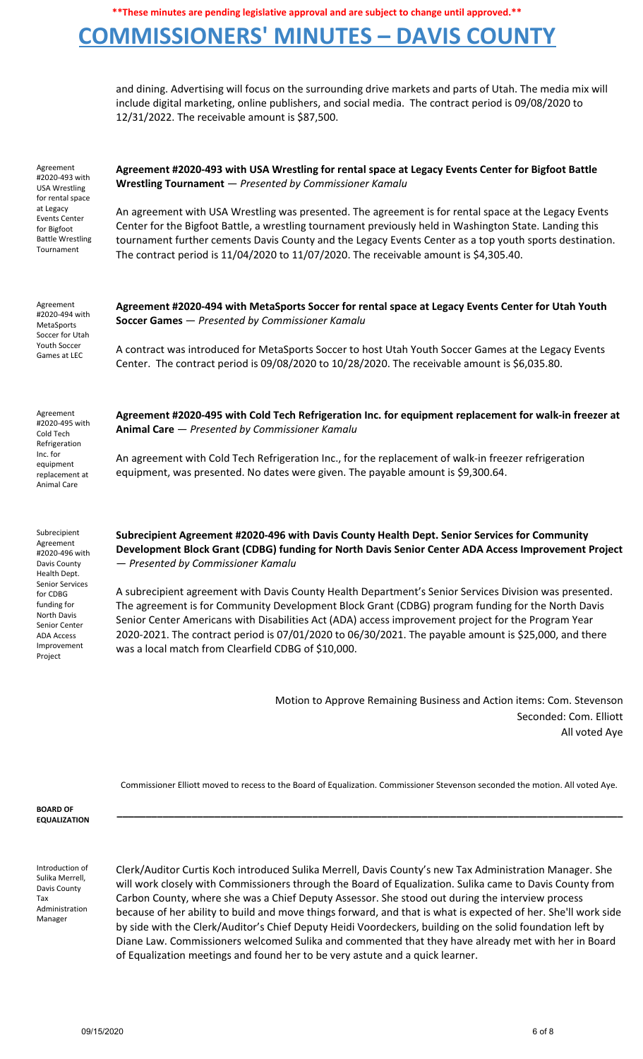and dining. Advertising will focus on the surrounding drive markets and parts of Utah. The media mix will include digital marketing, online publishers, and social media. The contract period is 09/08/2020 to 12/31/2022. The receivable amount is $87,500.

Agreement #2020-493 with USA Wrestling for rental space at Legacy Events Center for Bigfoot Battle Wrestling Tournament

**Agreement #2020-493 with USA Wrestling for rental space at Legacy Events Center for Bigfoot Battle Wrestling Tournament** — *Presented by Commissioner Kamalu*

An agreement with USA Wrestling was presented. The agreement is for rental space at the Legacy Events Center for the Bigfoot Battle, a wrestling tournament previously held in Washington State. Landing this tournament further cements Davis County and the Legacy Events Center as a top youth sports destination. The contract period is 11/04/2020 to 11/07/2020. The receivable amount is $4,305.40.

Agreement #2020-494 with MetaSports Soccer for Utah Youth Soccer Games at LEC

**Agreement #2020-494 with MetaSports Soccer for rental space at Legacy Events Center for Utah Youth Soccer Games** — *Presented by Commissioner Kamalu*

A contract was introduced for MetaSports Soccer to host Utah Youth Soccer Games at the Legacy Events Center. The contract period is 09/08/2020 to 10/28/2020. The receivable amount is $6,035.80.

Agreement #2020-495 with Cold Tech Refrigeration Inc. for equipment replacement at Animal Care

**Agreement #2020-495 with Cold Tech Refrigeration Inc. for equipment replacement for walk-in freezer at Animal Care** — *Presented by Commissioner Kamalu*

An agreement with Cold Tech Refrigeration Inc., for the replacement of walk-in freezer refrigeration equipment, was presented. No dates were given. The payable amount is $9,300.64.

Subrecipient Agreement #2020-496 with Davis County Health Dept. Senior Services for CDBG funding for North Davis Senior Center ADA Access Improvement Project

**Subrecipient Agreement #2020-496 with Davis County Health Dept. Senior Services for Community Development Block Grant (CDBG) funding for North Davis Senior Center ADA Access Improvement Project** — *Presented by Commissioner Kamalu*

A subrecipient agreement with Davis County Health Department's Senior Services Division was presented. The agreement is for Community Development Block Grant (CDBG) program funding for the North Davis Senior Center Americans with Disabilities Act (ADA) access improvement project for the Program Year 2020-2021. The contract period is 07/01/2020 to 06/30/2021. The payable amount is $25,000, and there was a local match from Clearfield CDBG of $10,000.

Motion to Approve Remaining Business and Action items: Com. Stevenson
Seconded: Com. Elliott
All voted Aye

Commissioner Elliott moved to recess to the Board of Equalization. Commissioner Stevenson seconded the motion. All voted Aye.

## BOARD OF EQUALIZATION

Introduction of Sulika Merrell, Davis County Tax Administration Manager

Clerk/Auditor Curtis Koch introduced Sulika Merrell, Davis County's new Tax Administration Manager. She will work closely with Commissioners through the Board of Equalization. Sulika came to Davis County from Carbon County, where she was a Chief Deputy Assessor. She stood out during the interview process because of her ability to build and move things forward, and that is what is expected of her. She'll work side by side with the Clerk/Auditor's Chief Deputy Heidi Voordeckers, building on the solid foundation left by Diane Law. Commissioners welcomed Sulika and commented that they have already met with her in Board of Equalization meetings and found her to be very astute and a quick learner.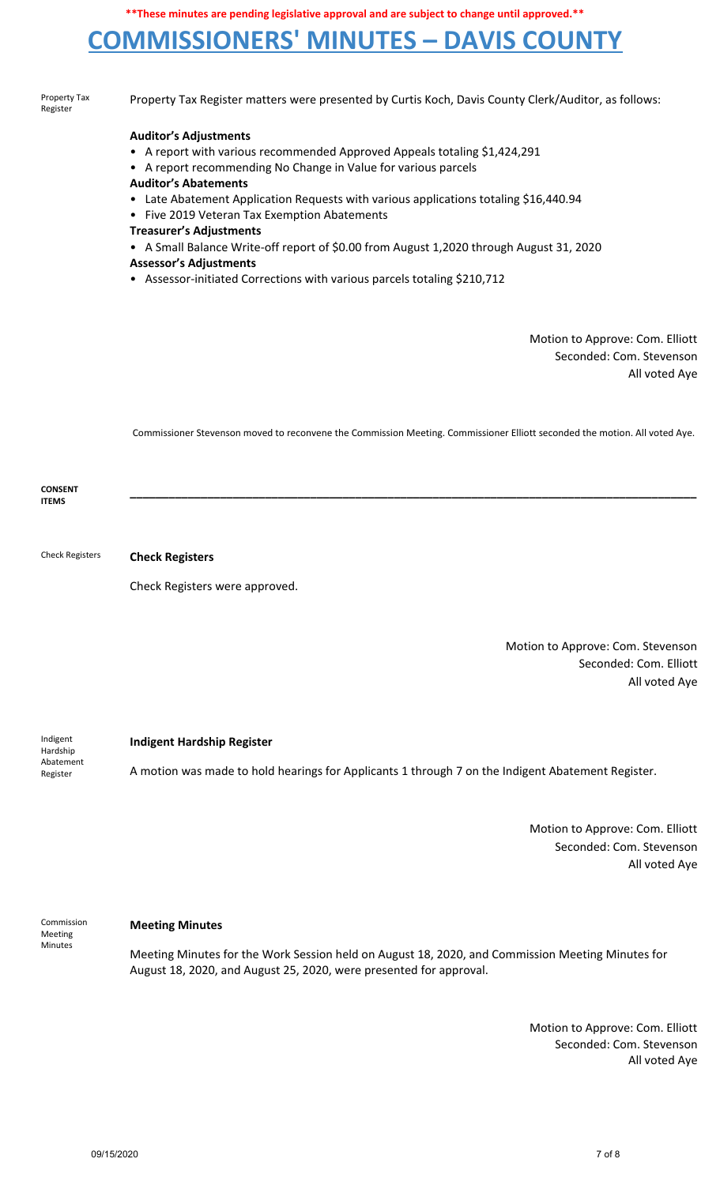**These minutes are pending legislative approval and are subject to change until approved.**

# COMMISSIONERS' MINUTES – DAVIS COUNTY

Property Tax Register

Property Tax Register matters were presented by Curtis Koch, Davis County Clerk/Auditor, as follows:

**Auditor's Adjustments**
- A report with various recommended Approved Appeals totaling $1,424,291
- A report recommending No Change in Value for various parcels

**Auditor's Abatements**
- Late Abatement Application Requests with various applications totaling $16,440.94
- Five 2019 Veteran Tax Exemption Abatements

**Treasurer's Adjustments**
- A Small Balance Write-off report of $0.00 from August 1,2020 through August 31, 2020

**Assessor's Adjustments**
- Assessor-initiated Corrections with various parcels totaling $210,712

Motion to Approve: Com. Elliott
Seconded: Com. Stevenson
All voted Aye

Commissioner Stevenson moved to reconvene the Commission Meeting. Commissioner Elliott seconded the motion. All voted Aye.

**CONSENT ITEMS**

---

Check Registers

**Check Registers**

Check Registers were approved.

Motion to Approve: Com. Stevenson
Seconded: Com. Elliott
All voted Aye

Indigent Hardship Abatement Register

**Indigent Hardship Register**

A motion was made to hold hearings for Applicants 1 through 7 on the Indigent Abatement Register.

Motion to Approve: Com. Elliott
Seconded: Com. Stevenson
All voted Aye

Commission Meeting Minutes

**Meeting Minutes**

Meeting Minutes for the Work Session held on August 18, 2020, and Commission Meeting Minutes for August 18, 2020, and August 25, 2020, were presented for approval.

Motion to Approve: Com. Elliott
Seconded: Com. Stevenson
All voted Aye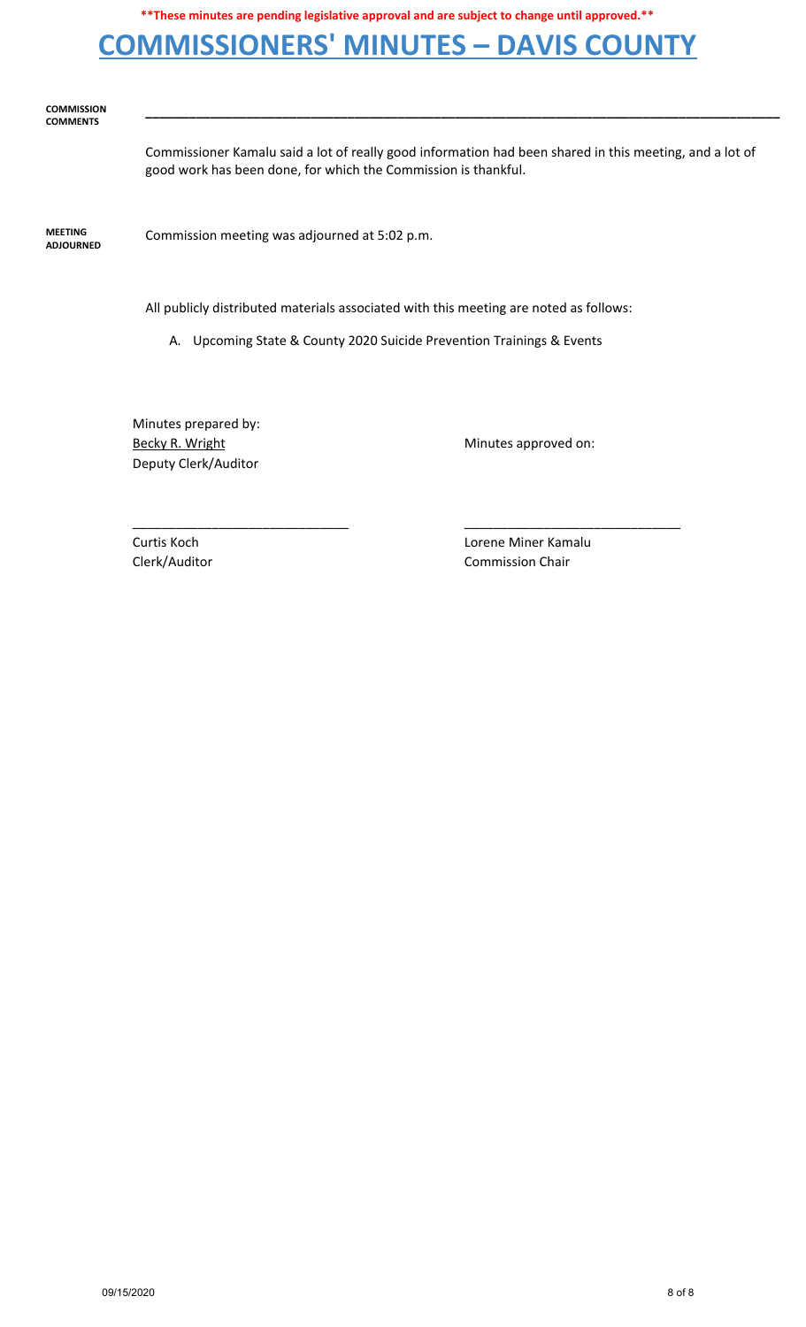**\*\*These minutes are pending legislative approval and are subject to change until approved.\*\***

# COMMISSIONERS' MINUTES – DAVIS COUNTY

**COMMISSION COMMENTS**

Commissioner Kamalu said a lot of really good information had been shared in this meeting, and a lot of good work has been done, for which the Commission is thankful.

**MEETING ADJOURNED**

Commission meeting was adjourned at 5:02 p.m.

All publicly distributed materials associated with this meeting are noted as follows:

A. Upcoming State & County 2020 Suicide Prevention Trainings & Events

Minutes prepared by:
Becky R. Wright
Deputy Clerk/Auditor

Minutes approved on:

\_\_\_\_\_\_\_\_\_\_\_\_\_\_\_\_\_\_\_\_\_\_\_\_\_\_\_\_\_\_
Curtis Koch
Clerk/Auditor

\_\_\_\_\_\_\_\_\_\_\_\_\_\_\_\_\_\_\_\_\_\_\_\_\_\_\_\_\_\_
Lorene Miner Kamalu
Commission Chair

09/15/2020